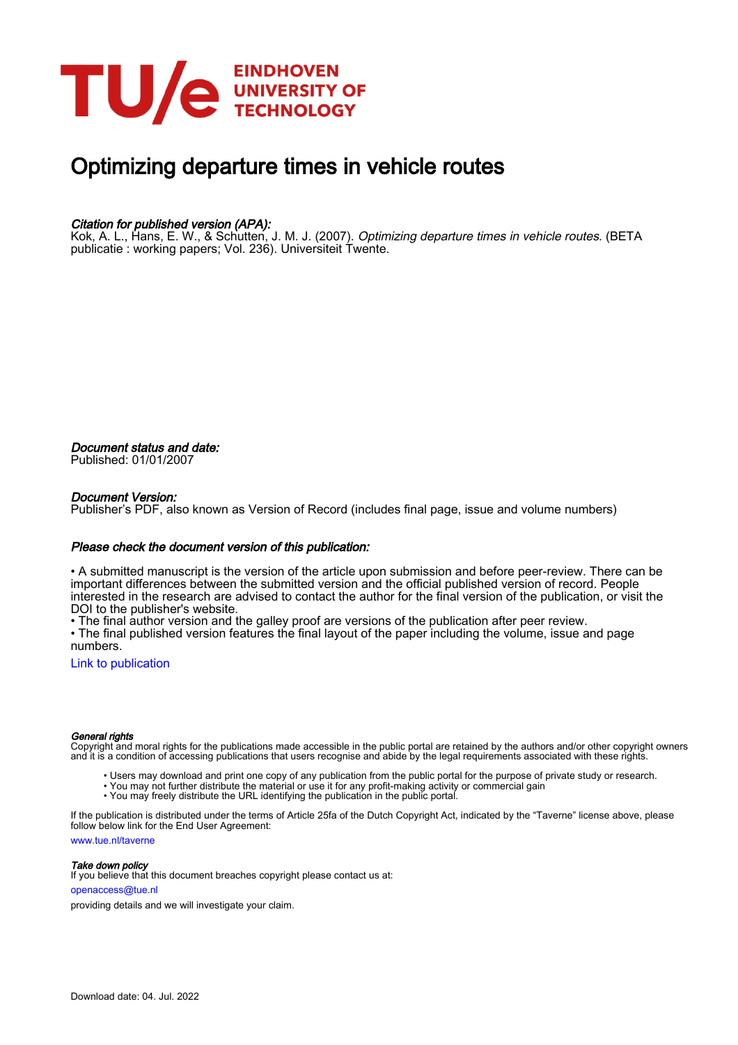# Optimizing departure times in vehicle routes

*Citation for published version (APA):*
Kok, A. L., Hans, E. W., & Schutten, J. M. J. (2007). *Optimizing departure times in vehicle routes*. (BETA publicatie : working papers; Vol. 236). Universiteit Twente.

*Document status and date:*
Published: 01/01/2007

*Document Version:*
Publisher's PDF, also known as Version of Record (includes final page, issue and volume numbers)

*Please check the document version of this publication:*

• A submitted manuscript is the version of the article upon submission and before peer-review. There can be important differences between the submitted version and the official published version of record. People interested in the research are advised to contact the author for the final version of the publication, or visit the DOI to the publisher's website.
• The final author version and the galley proof are versions of the publication after peer review.
• The final published version features the final layout of the paper including the volume, issue and page numbers.

Link to publication

*General rights*
Copyright and moral rights for the publications made accessible in the public portal are retained by the authors and/or other copyright owners and it is a condition of accessing publications that users recognise and abide by the legal requirements associated with these rights.

• Users may download and print one copy of any publication from the public portal for the purpose of private study or research.
• You may not further distribute the material or use it for any profit-making activity or commercial gain
• You may freely distribute the URL identifying the publication in the public portal.

If the publication is distributed under the terms of Article 25fa of the Dutch Copyright Act, indicated by the "Taverne" license above, please follow below link for the End User Agreement:

www.tue.nl/taverne

*Take down policy*
If you believe that this document breaches copyright please contact us at:

openaccess@tue.nl

providing details and we will investigate your claim.

Download date: 04. Jul. 2022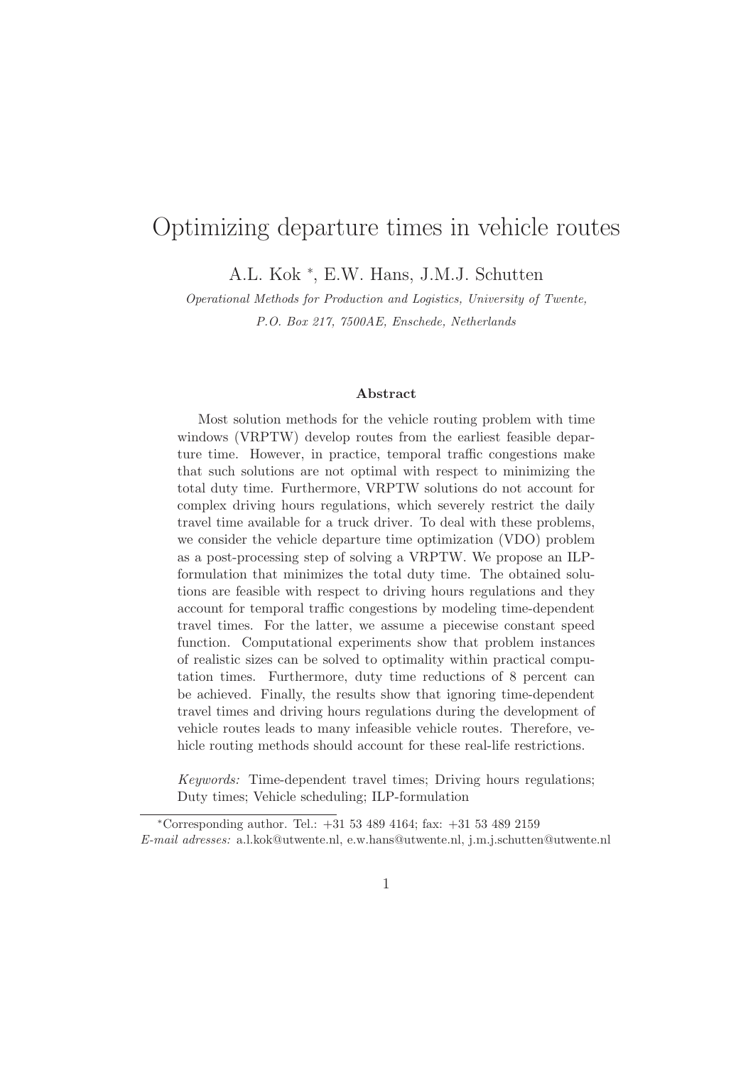# Optimizing departure times in vehicle routes

A.L. Kok *, E.W. Hans, J.M.J. Schutten

*Operational Methods for Production and Logistics, University of Twente, P.O. Box 217, 7500AE, Enschede, Netherlands*

### Abstract

Most solution methods for the vehicle routing problem with time windows (VRPTW) develop routes from the earliest feasible departure time. However, in practice, temporal traffic congestions make that such solutions are not optimal with respect to minimizing the total duty time. Furthermore, VRPTW solutions do not account for complex driving hours regulations, which severely restrict the daily travel time available for a truck driver. To deal with these problems, we consider the vehicle departure time optimization (VDO) problem as a post-processing step of solving a VRPTW. We propose an ILP-formulation that minimizes the total duty time. The obtained solutions are feasible with respect to driving hours regulations and they account for temporal traffic congestions by modeling time-dependent travel times. For the latter, we assume a piecewise constant speed function. Computational experiments show that problem instances of realistic sizes can be solved to optimality within practical computation times. Furthermore, duty time reductions of 8 percent can be achieved. Finally, the results show that ignoring time-dependent travel times and driving hours regulations during the development of vehicle routes leads to many infeasible vehicle routes. Therefore, vehicle routing methods should account for these real-life restrictions.

*Keywords:* Time-dependent travel times; Driving hours regulations; Duty times; Vehicle scheduling; ILP-formulation

---

*Corresponding author. Tel.: +31 53 489 4164; fax: +31 53 489 2159
*E-mail adresses:* a.l.kok@utwente.nl, e.w.hans@utwente.nl, j.m.j.schutten@utwente.nl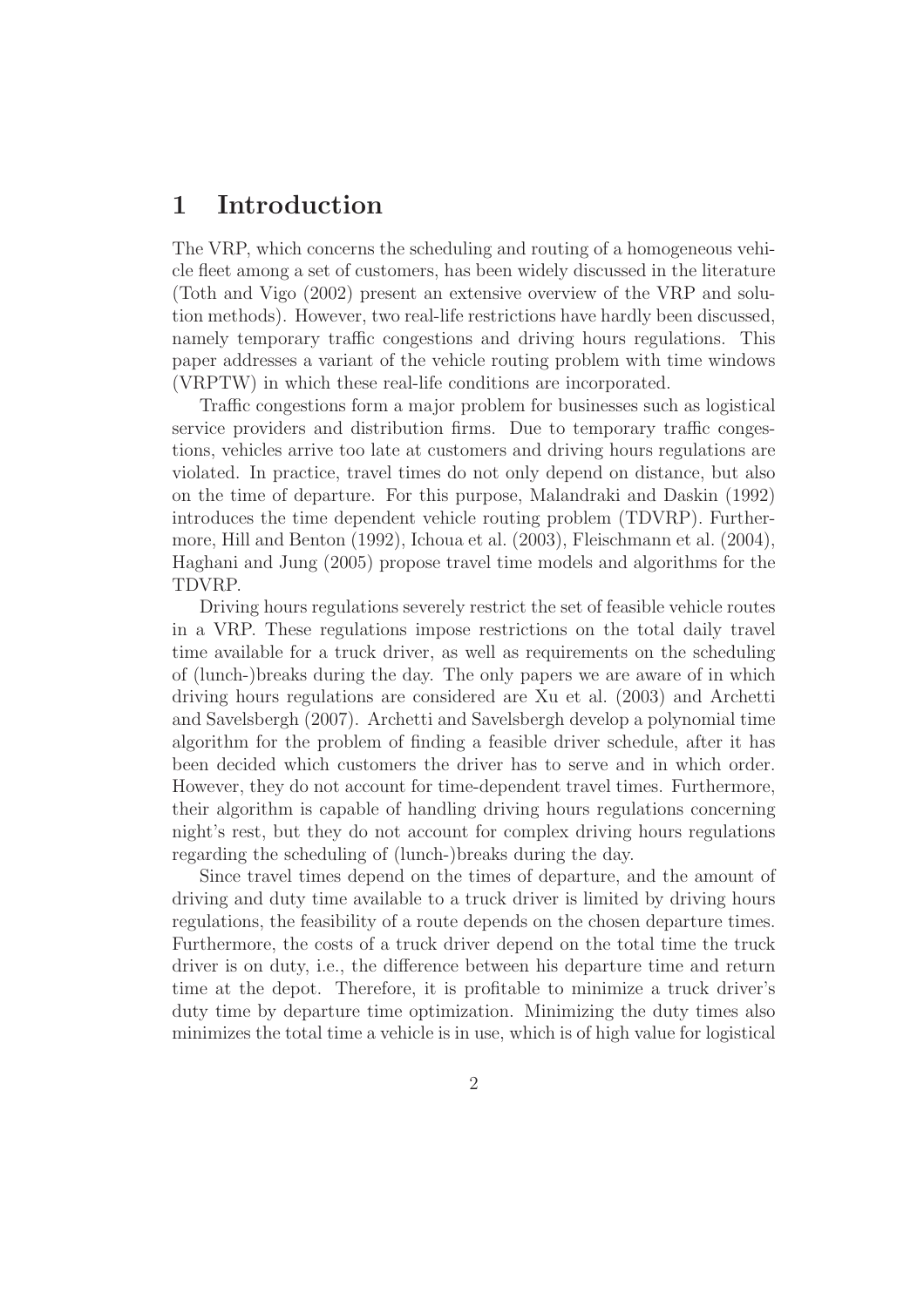# 1 Introduction

The VRP, which concerns the scheduling and routing of a homogeneous vehicle fleet among a set of customers, has been widely discussed in the literature (Toth and Vigo (2002) present an extensive overview of the VRP and solution methods). However, two real-life restrictions have hardly been discussed, namely temporary traffic congestions and driving hours regulations. This paper addresses a variant of the vehicle routing problem with time windows (VRPTW) in which these real-life conditions are incorporated.

Traffic congestions form a major problem for businesses such as logistical service providers and distribution firms. Due to temporary traffic congestions, vehicles arrive too late at customers and driving hours regulations are violated. In practice, travel times do not only depend on distance, but also on the time of departure. For this purpose, Malandraki and Daskin (1992) introduces the time dependent vehicle routing problem (TDVRP). Furthermore, Hill and Benton (1992), Ichoua et al. (2003), Fleischmann et al. (2004), Haghani and Jung (2005) propose travel time models and algorithms for the TDVRP.

Driving hours regulations severely restrict the set of feasible vehicle routes in a VRP. These regulations impose restrictions on the total daily travel time available for a truck driver, as well as requirements on the scheduling of (lunch-)breaks during the day. The only papers we are aware of in which driving hours regulations are considered are Xu et al. (2003) and Archetti and Savelsbergh (2007). Archetti and Savelsbergh develop a polynomial time algorithm for the problem of finding a feasible driver schedule, after it has been decided which customers the driver has to serve and in which order. However, they do not account for time-dependent travel times. Furthermore, their algorithm is capable of handling driving hours regulations concerning night's rest, but they do not account for complex driving hours regulations regarding the scheduling of (lunch-)breaks during the day.

Since travel times depend on the times of departure, and the amount of driving and duty time available to a truck driver is limited by driving hours regulations, the feasibility of a route depends on the chosen departure times. Furthermore, the costs of a truck driver depend on the total time the truck driver is on duty, i.e., the difference between his departure time and return time at the depot. Therefore, it is profitable to minimize a truck driver's duty time by departure time optimization. Minimizing the duty times also minimizes the total time a vehicle is in use, which is of high value for logistical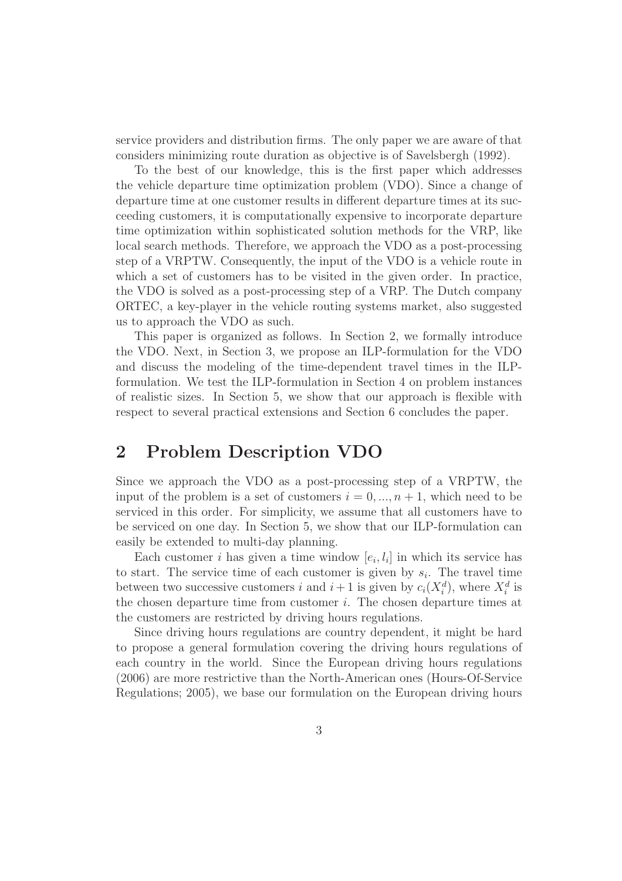service providers and distribution firms. The only paper we are aware of that considers minimizing route duration as objective is of Savelsbergh (1992).

To the best of our knowledge, this is the first paper which addresses the vehicle departure time optimization problem (VDO). Since a change of departure time at one customer results in different departure times at its succeeding customers, it is computationally expensive to incorporate departure time optimization within sophisticated solution methods for the VRP, like local search methods. Therefore, we approach the VDO as a post-processing step of a VRPTW. Consequently, the input of the VDO is a vehicle route in which a set of customers has to be visited in the given order. In practice, the VDO is solved as a post-processing step of a VRP. The Dutch company ORTEC, a key-player in the vehicle routing systems market, also suggested us to approach the VDO as such.

This paper is organized as follows. In Section 2, we formally introduce the VDO. Next, in Section 3, we propose an ILP-formulation for the VDO and discuss the modeling of the time-dependent travel times in the ILP-formulation. We test the ILP-formulation in Section 4 on problem instances of realistic sizes. In Section 5, we show that our approach is flexible with respect to several practical extensions and Section 6 concludes the paper.

# 2 Problem Description VDO

Since we approach the VDO as a post-processing step of a VRPTW, the input of the problem is a set of customers $i = 0, ..., n+1$, which need to be serviced in this order. For simplicity, we assume that all customers have to be serviced on one day. In Section 5, we show that our ILP-formulation can easily be extended to multi-day planning.

Each customer $i$ has given a time window $[e_i, l_i]$ in which its service has to start. The service time of each customer is given by $s_i$. The travel time between two successive customers $i$ and $i+1$ is given by $c_i(X_i^d)$, where $X_i^d$ is the chosen departure time from customer $i$. The chosen departure times at the customers are restricted by driving hours regulations.

Since driving hours regulations are country dependent, it might be hard to propose a general formulation covering the driving hours regulations of each country in the world. Since the European driving hours regulations (2006) are more restrictive than the North-American ones (Hours-Of-Service Regulations; 2005), we base our formulation on the European driving hours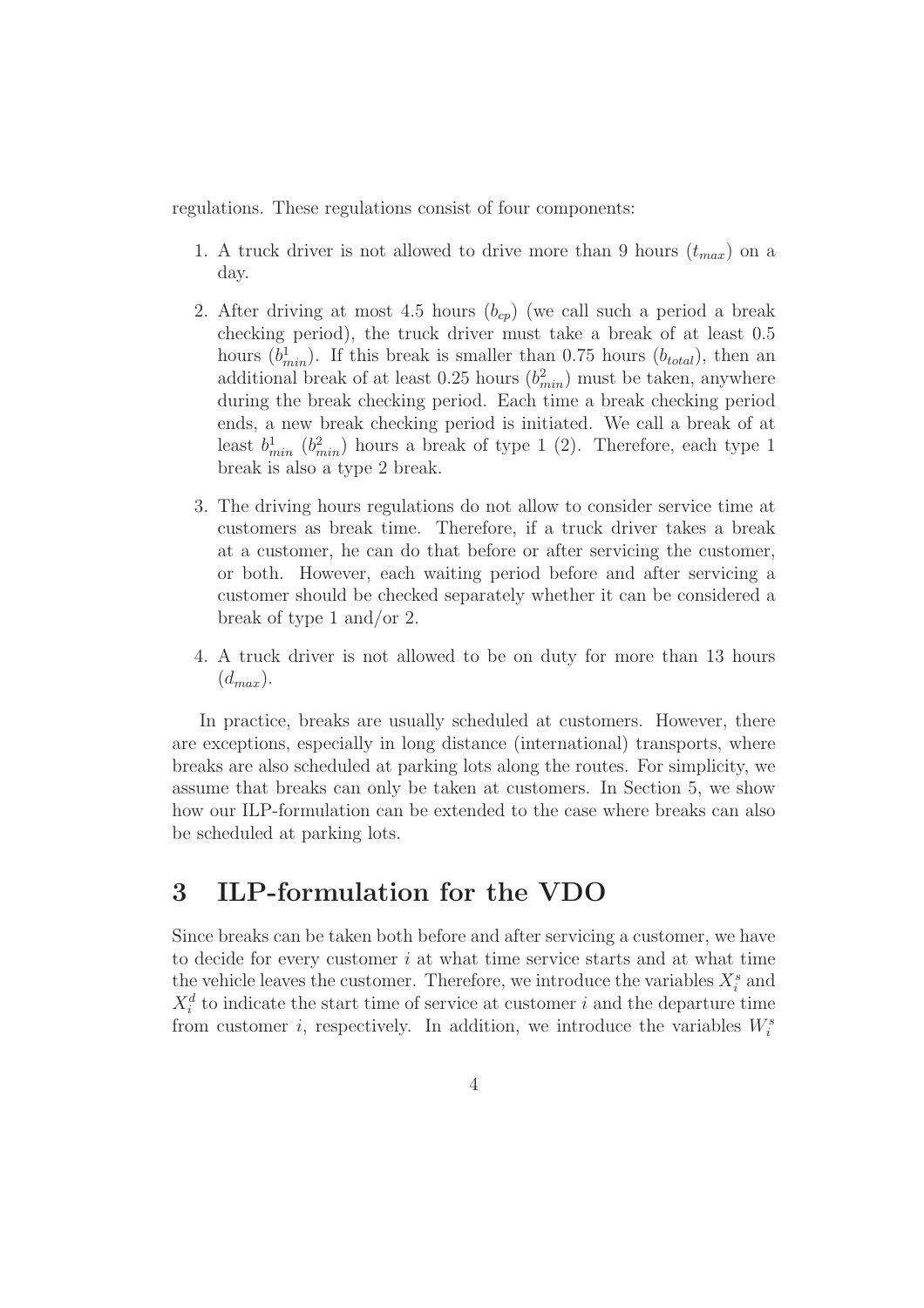regulations. These regulations consist of four components:

1. A truck driver is not allowed to drive more than 9 hours ($t_{max}$) on a day.

2. After driving at most 4.5 hours ($b_{cp}$) (we call such a period a break checking period), the truck driver must take a break of at least 0.5 hours ($b^1_{min}$). If this break is smaller than 0.75 hours ($b_{total}$), then an additional break of at least 0.25 hours ($b^2_{min}$) must be taken, anywhere during the break checking period. Each time a break checking period ends, a new break checking period is initiated. We call a break of at least $b^1_{min}$ ($b^2_{min}$) hours a break of type 1 (2). Therefore, each type 1 break is also a type 2 break.

3. The driving hours regulations do not allow to consider service time at customers as break time. Therefore, if a truck driver takes a break at a customer, he can do that before or after servicing the customer, or both. However, each waiting period before and after servicing a customer should be checked separately whether it can be considered a break of type 1 and/or 2.

4. A truck driver is not allowed to be on duty for more than 13 hours ($d_{max}$).

In practice, breaks are usually scheduled at customers. However, there are exceptions, especially in long distance (international) transports, where breaks are also scheduled at parking lots along the routes. For simplicity, we assume that breaks can only be taken at customers. In Section 5, we show how our ILP-formulation can be extended to the case where breaks can also be scheduled at parking lots.

# 3 ILP-formulation for the VDO

Since breaks can be taken both before and after servicing a customer, we have to decide for every customer $i$ at what time service starts and at what time the vehicle leaves the customer. Therefore, we introduce the variables $X^s_i$ and $X^d_i$ to indicate the start time of service at customer $i$ and the departure time from customer $i$, respectively. In addition, we introduce the variables $W^s_i$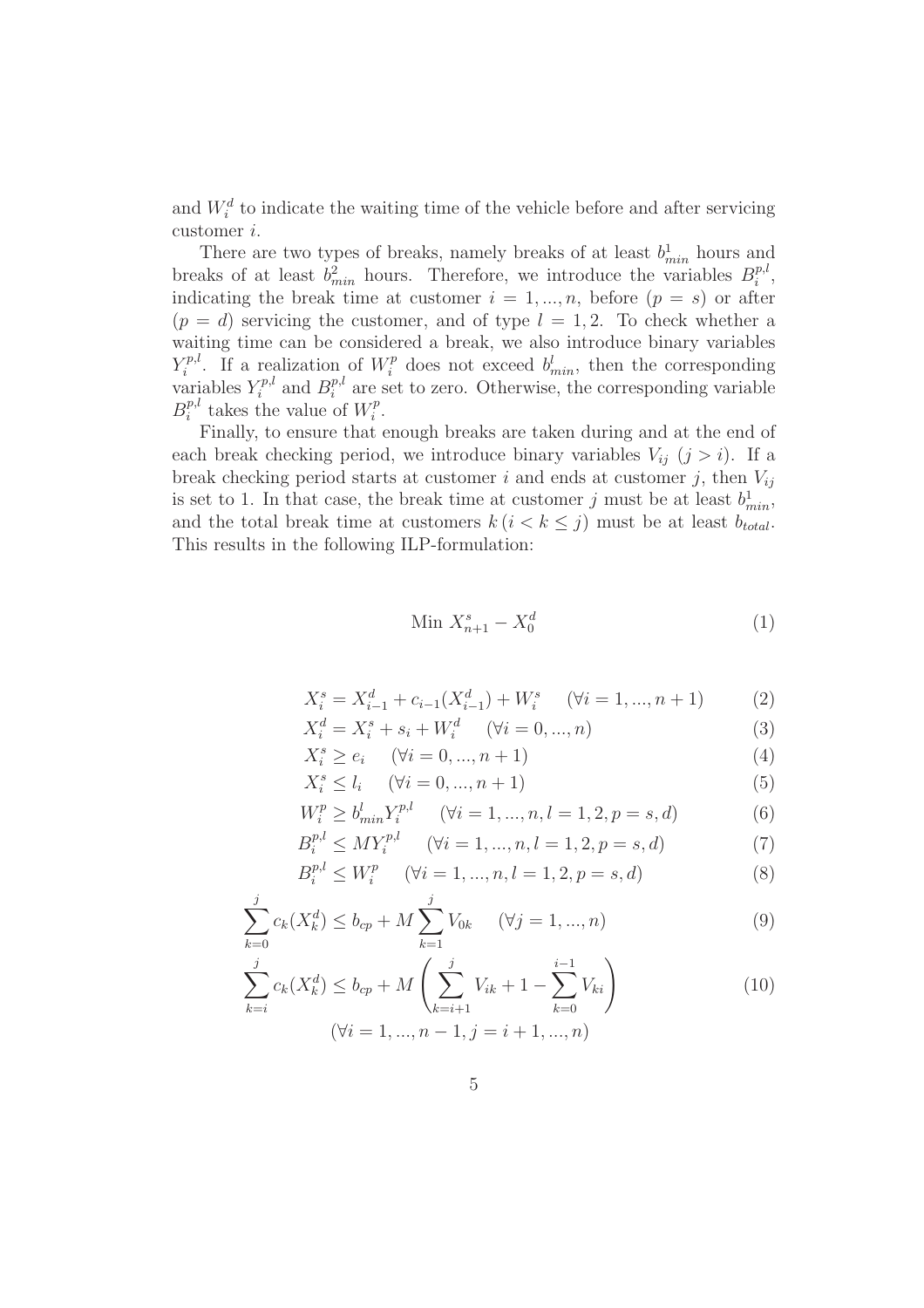and $W_i^d$ to indicate the waiting time of the vehicle before and after servicing customer $i$.

There are two types of breaks, namely breaks of at least $b_{min}^1$ hours and breaks of at least $b_{min}^2$ hours. Therefore, we introduce the variables $B_i^{p,l}$, indicating the break time at customer $i = 1, ..., n$, before ($p = s$) or after ($p = d$) servicing the customer, and of type $l = 1, 2$. To check whether a waiting time can be considered a break, we also introduce binary variables $Y_i^{p,l}$. If a realization of $W_i^p$ does not exceed $b_{min}^l$, then the corresponding variables $Y_i^{p,l}$ and $B_i^{p,l}$ are set to zero. Otherwise, the corresponding variable $B_i^{p,l}$ takes the value of $W_i^p$.

Finally, to ensure that enough breaks are taken during and at the end of each break checking period, we introduce binary variables $V_{ij}$ ($j > i$). If a break checking period starts at customer $i$ and ends at customer $j$, then $V_{ij}$ is set to 1. In that case, the break time at customer $j$ must be at least $b_{min}^1$, and the total break time at customers $k \, (i < k \leq j)$ must be at least $b_{total}$. This results in the following ILP-formulation:

$$\text{Min } X_{n+1}^s - X_0^d \tag{1}$$

$$X_i^s = X_{i-1}^d + c_{i-1}(X_{i-1}^d) + W_i^s \quad (\forall i = 1, ..., n+1) \tag{2}$$

$$X_i^d = X_i^s + s_i + W_i^d \quad (\forall i = 0, ..., n) \tag{3}$$

$$X_i^s \geq e_i \quad (\forall i = 0, ..., n+1) \tag{4}$$

$$X_i^s \leq l_i \quad (\forall i = 0, ..., n+1) \tag{5}$$

$$W_i^p \geq b_{min}^l Y_i^{p,l} \quad (\forall i = 1, ..., n, l = 1, 2, p = s, d) \tag{6}$$

$$B_i^{p,l} \leq M Y_i^{p,l} \quad (\forall i = 1, ..., n, l = 1, 2, p = s, d) \tag{7}$$

$$B_i^{p,l} \leq W_i^p \quad (\forall i = 1, ..., n, l = 1, 2, p = s, d) \tag{8}$$

$$\sum_{k=0}^{j} c_k(X_k^d) \leq b_{cp} + M \sum_{k=1}^{j} V_{0k} \quad (\forall j = 1, ..., n) \tag{9}$$

$$\sum_{k=i}^{j} c_k(X_k^d) \leq b_{cp} + M \left( \sum_{k=i+1}^{j} V_{ik} + 1 - \sum_{k=0}^{i-1} V_{ki} \right) \tag{10}$$

$$(\forall i = 1, ..., n-1, j = i+1, ..., n)$$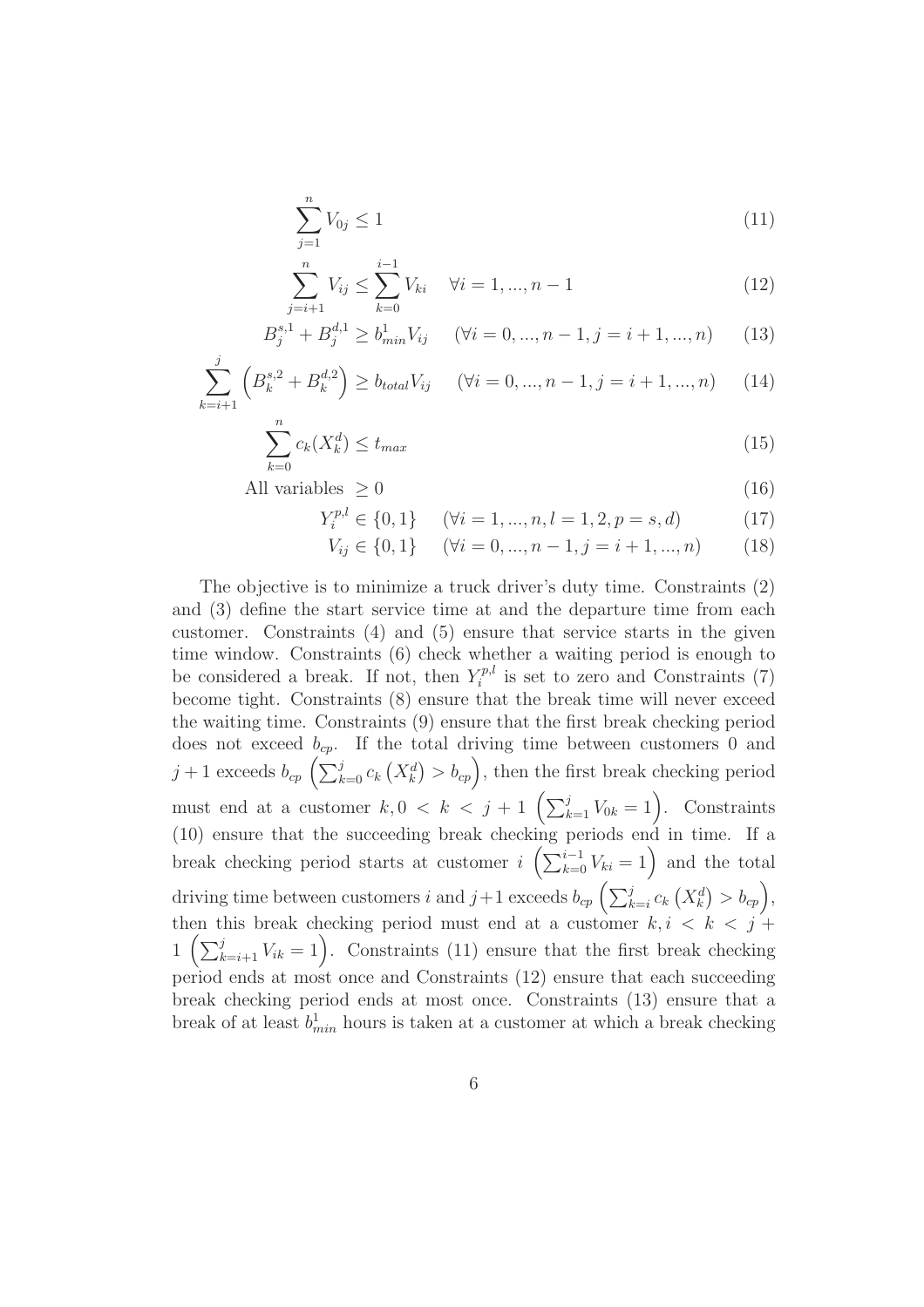$$\sum_{j=1}^{n} V_{0j} \leq 1 \tag{11}$$

$$\sum_{j=i+1}^{n} V_{ij} \leq \sum_{k=0}^{i-1} V_{ki} \quad \forall i = 1, ..., n-1 \tag{12}$$

$$B_j^{s,1} + B_j^{d,1} \geq b_{min}^1 V_{ij} \quad (\forall i = 0, ..., n-1, j = i+1, ..., n) \tag{13}$$

$$\sum_{k=i+1}^{j} \left( B_k^{s,2} + B_k^{d,2} \right) \geq b_{total} V_{ij} \quad (\forall i = 0, ..., n-1, j = i+1, ..., n) \tag{14}$$

$$\sum_{k=0}^{n} c_k(X_k^d) \leq t_{max} \tag{15}$$

$$\text{All variables } \geq 0 \tag{16}$$

$$Y_i^{p,l} \in \{0, 1\} \quad (\forall i = 1, ..., n, l = 1, 2, p = s, d) \tag{17}$$

$$V_{ij} \in \{0, 1\} \quad (\forall i = 0, ..., n-1, j = i+1, ..., n) \tag{18}$$

The objective is to minimize a truck driver's duty time. Constraints (2) and (3) define the start service time at and the departure time from each customer. Constraints (4) and (5) ensure that service starts in the given time window. Constraints (6) check whether a waiting period is enough to be considered a break. If not, then $Y_i^{p,l}$ is set to zero and Constraints (7) become tight. Constraints (8) ensure that the break time will never exceed the waiting time. Constraints (9) ensure that the first break checking period does not exceed $b_{cp}$. If the total driving time between customers 0 and $j+1$ exceeds $b_{cp}$ $\left(\sum_{k=0}^{j} c_k \left(X_k^d\right) > b_{cp}\right)$, then the first break checking period must end at a customer $k, 0 < k < j+1$ $\left(\sum_{k=1}^{j} V_{0k} = 1\right)$. Constraints (10) ensure that the succeeding break checking periods end in time. If a break checking period starts at customer $i$ $\left(\sum_{k=0}^{i-1} V_{ki} = 1\right)$ and the total driving time between customers $i$ and $j+1$ exceeds $b_{cp}$ $\left(\sum_{k=i}^{j} c_k \left(X_k^d\right) > b_{cp}\right)$, then this break checking period must end at a customer $k, i < k < j+1$ $\left(\sum_{k=i+1}^{j} V_{ik} = 1\right)$. Constraints (11) ensure that the first break checking period ends at most once and Constraints (12) ensure that each succeeding break checking period ends at most once. Constraints (13) ensure that a break of at least $b_{min}^1$ hours is taken at a customer at which a break checking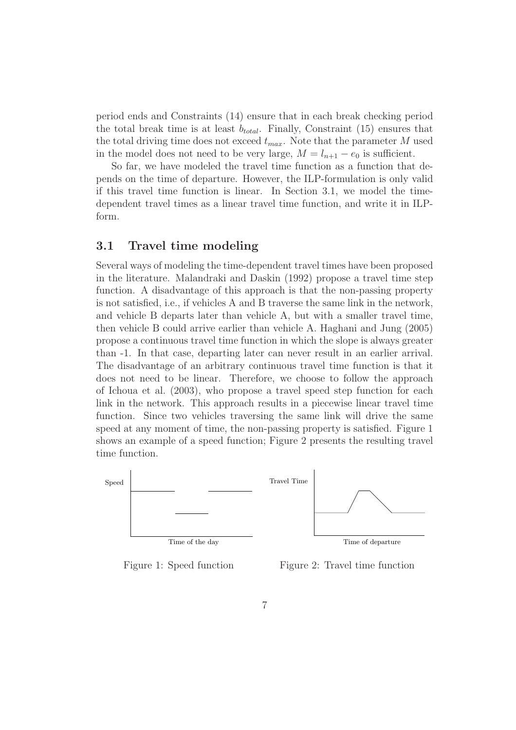period ends and Constraints (14) ensure that in each break checking period the total break time is at least $b_{total}$. Finally, Constraint (15) ensures that the total driving time does not exceed $t_{max}$. Note that the parameter $M$ used in the model does not need to be very large, $M = l_{n+1} - e_0$ is sufficient.

So far, we have modeled the travel time function as a function that depends on the time of departure. However, the ILP-formulation is only valid if this travel time function is linear. In Section 3.1, we model the time-dependent travel times as a linear travel time function, and write it in ILP-form.

## 3.1 Travel time modeling

Several ways of modeling the time-dependent travel times have been proposed in the literature. Malandraki and Daskin (1992) propose a travel time step function. A disadvantage of this approach is that the non-passing property is not satisfied, i.e., if vehicles A and B traverse the same link in the network, and vehicle B departs later than vehicle A, but with a smaller travel time, then vehicle B could arrive earlier than vehicle A. Haghani and Jung (2005) propose a continuous travel time function in which the slope is always greater than -1. In that case, departing later can never result in an earlier arrival. The disadvantage of an arbitrary continuous travel time function is that it does not need to be linear. Therefore, we choose to follow the approach of Ichoua et al. (2003), who propose a travel speed step function for each link in the network. This approach results in a piecewise linear travel time function. Since two vehicles traversing the same link will drive the same speed at any moment of time, the non-passing property is satisfied. Figure 1 shows an example of a speed function; Figure 2 presents the resulting travel time function.

Figure 1: Speed function

Figure 2: Travel time function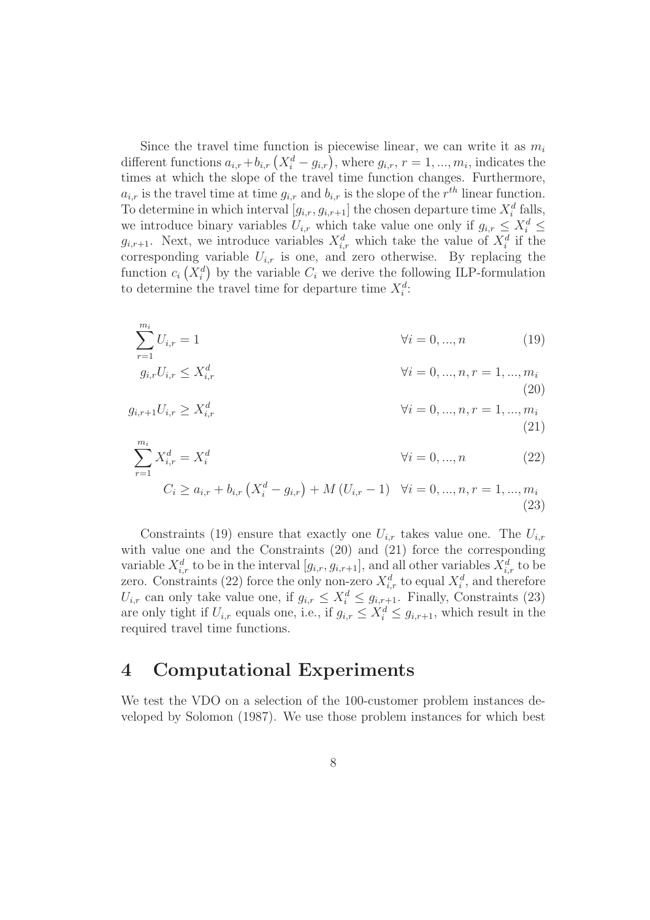Since the travel time function is piecewise linear, we can write it as $m_i$ different functions $a_{i,r} + b_{i,r}\left(X_i^d - g_{i,r}\right)$, where $g_{i,r}$, $r = 1, ..., m_i$, indicates the times at which the slope of the travel time function changes. Furthermore, $a_{i,r}$ is the travel time at time $g_{i,r}$ and $b_{i,r}$ is the slope of the $r^{th}$ linear function. To determine in which interval $[g_{i,r}, g_{i,r+1}]$ the chosen departure time $X_i^d$ falls, we introduce binary variables $U_{i,r}$ which take value one only if $g_{i,r} \leq X_i^d \leq g_{i,r+1}$. Next, we introduce variables $X_{i,r}^d$ which take the value of $X_i^d$ if the corresponding variable $U_{i,r}$ is one, and zero otherwise. By replacing the function $c_i\left(X_i^d\right)$ by the variable $C_i$ we derive the following ILP-formulation to determine the travel time for departure time $X_i^d$:

$$\sum_{r=1}^{m_i} U_{i,r} = 1 \qquad \forall i = 0, ..., n \tag{19}$$

$$g_{i,r} U_{i,r} \leq X_{i,r}^d \qquad \forall i = 0, ..., n, r = 1, ..., m_i \tag{20}$$

$$g_{i,r+1} U_{i,r} \geq X_{i,r}^d \qquad \forall i = 0, ..., n, r = 1, ..., m_i \tag{21}$$

$$\sum_{r=1}^{m_i} X_{i,r}^d = X_i^d \qquad \forall i = 0, ..., n \tag{22}$$

$$C_i \geq a_{i,r} + b_{i,r}\left(X_i^d - g_{i,r}\right) + M\left(U_{i,r} - 1\right) \quad \forall i = 0, ..., n, r = 1, ..., m_i \tag{23}$$

Constraints (19) ensure that exactly one $U_{i,r}$ takes value one. The $U_{i,r}$ with value one and the Constraints (20) and (21) force the corresponding variable $X_{i,r}^d$ to be in the interval $[g_{i,r}, g_{i,r+1}]$, and all other variables $X_{i,r}^d$ to be zero. Constraints (22) force the only non-zero $X_{i,r}^d$ to equal $X_i^d$, and therefore $U_{i,r}$ can only take value one, if $g_{i,r} \leq X_i^d \leq g_{i,r+1}$. Finally, Constraints (23) are only tight if $U_{i,r}$ equals one, i.e., if $g_{i,r} \leq X_i^d \leq g_{i,r+1}$, which result in the required travel time functions.

# 4 Computational Experiments

We test the VDO on a selection of the 100-customer problem instances developed by Solomon (1987). We use those problem instances for which best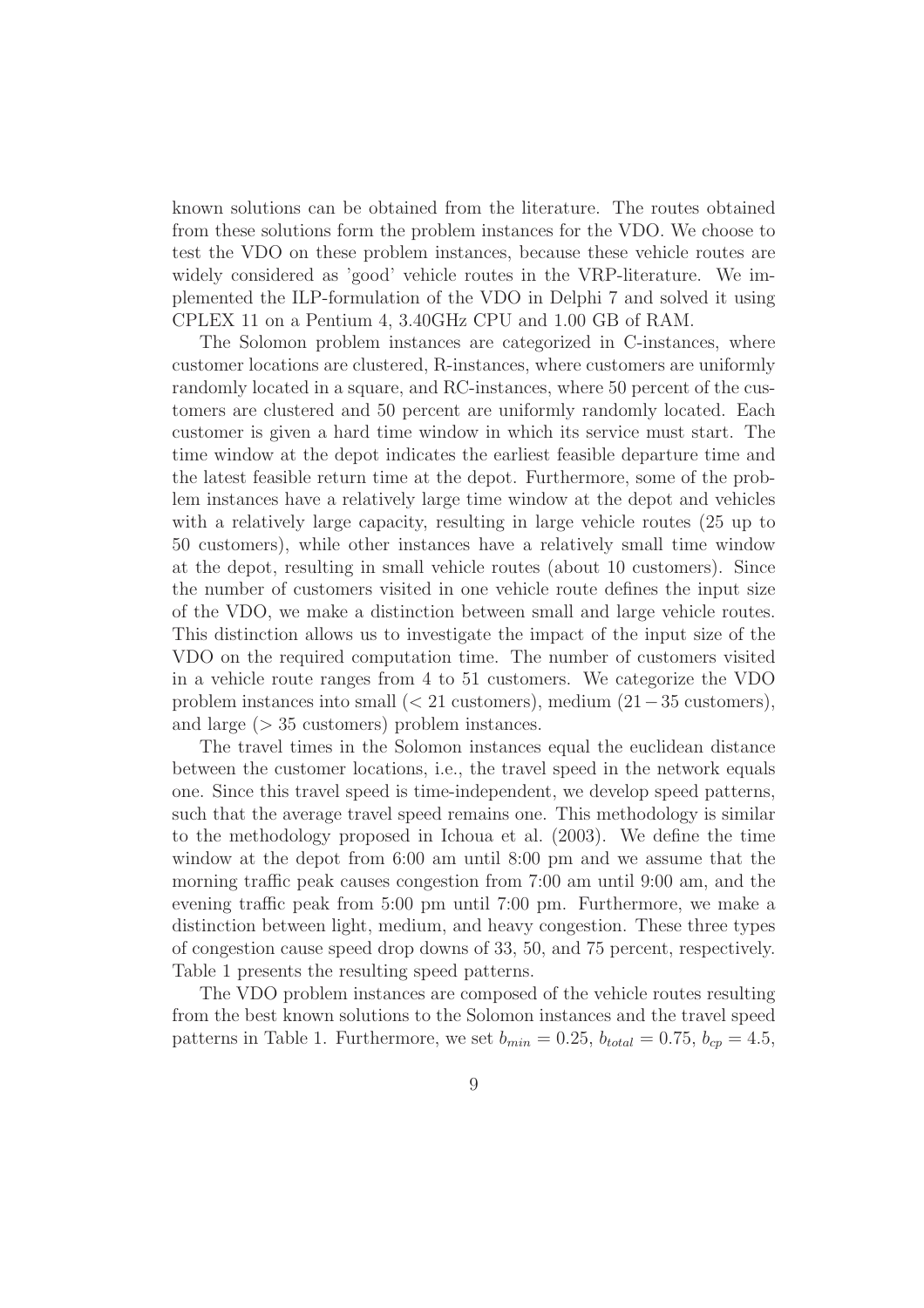known solutions can be obtained from the literature. The routes obtained from these solutions form the problem instances for the VDO. We choose to test the VDO on these problem instances, because these vehicle routes are widely considered as 'good' vehicle routes in the VRP-literature. We implemented the ILP-formulation of the VDO in Delphi 7 and solved it using CPLEX 11 on a Pentium 4, 3.40GHz CPU and 1.00 GB of RAM.

The Solomon problem instances are categorized in C-instances, where customer locations are clustered, R-instances, where customers are uniformly randomly located in a square, and RC-instances, where 50 percent of the customers are clustered and 50 percent are uniformly randomly located. Each customer is given a hard time window in which its service must start. The time window at the depot indicates the earliest feasible departure time and the latest feasible return time at the depot. Furthermore, some of the problem instances have a relatively large time window at the depot and vehicles with a relatively large capacity, resulting in large vehicle routes (25 up to 50 customers), while other instances have a relatively small time window at the depot, resulting in small vehicle routes (about 10 customers). Since the number of customers visited in one vehicle route defines the input size of the VDO, we make a distinction between small and large vehicle routes. This distinction allows us to investigate the impact of the input size of the VDO on the required computation time. The number of customers visited in a vehicle route ranges from 4 to 51 customers. We categorize the VDO problem instances into small ($< 21$ customers), medium ($21 - 35$ customers), and large ($> 35$ customers) problem instances.

The travel times in the Solomon instances equal the euclidean distance between the customer locations, i.e., the travel speed in the network equals one. Since this travel speed is time-independent, we develop speed patterns, such that the average travel speed remains one. This methodology is similar to the methodology proposed in Ichoua et al. (2003). We define the time window at the depot from 6:00 am until 8:00 pm and we assume that the morning traffic peak causes congestion from 7:00 am until 9:00 am, and the evening traffic peak from 5:00 pm until 7:00 pm. Furthermore, we make a distinction between light, medium, and heavy congestion. These three types of congestion cause speed drop downs of 33, 50, and 75 percent, respectively. Table 1 presents the resulting speed patterns.

The VDO problem instances are composed of the vehicle routes resulting from the best known solutions to the Solomon instances and the travel speed patterns in Table 1. Furthermore, we set $b_{min} = 0.25$, $b_{total} = 0.75$, $b_{cp} = 4.5$,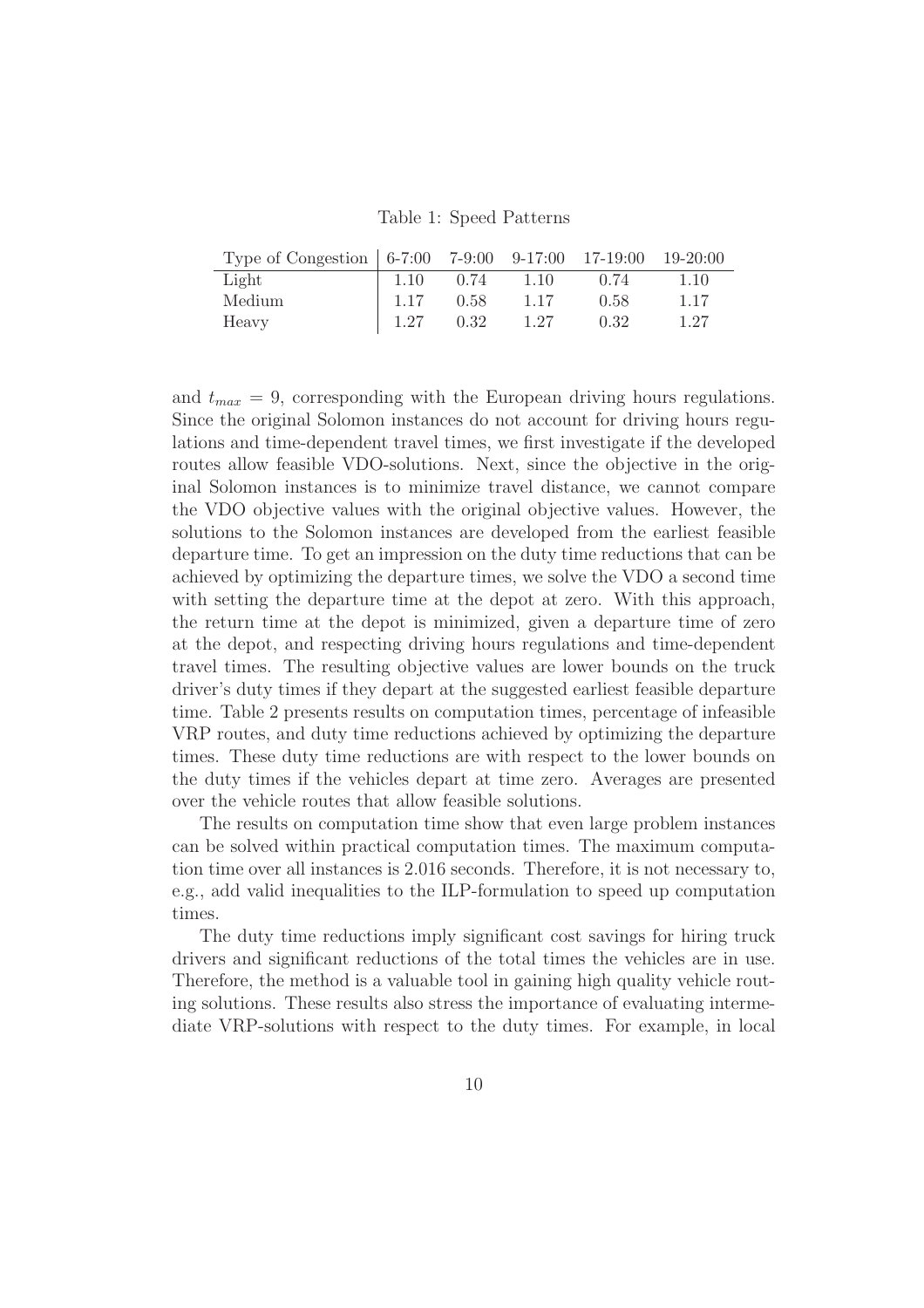Table 1: Speed Patterns

| Type of Congestion | 6-7:00 | 7-9:00 | 9-17:00 | 17-19:00 | 19-20:00 |
|---|---|---|---|---|---|
| Light | 1.10 | 0.74 | 1.10 | 0.74 | 1.10 |
| Medium | 1.17 | 0.58 | 1.17 | 0.58 | 1.17 |
| Heavy | 1.27 | 0.32 | 1.27 | 0.32 | 1.27 |

and $t_{max} = 9$, corresponding with the European driving hours regulations. Since the original Solomon instances do not account for driving hours regulations and time-dependent travel times, we first investigate if the developed routes allow feasible VDO-solutions. Next, since the objective in the original Solomon instances is to minimize travel distance, we cannot compare the VDO objective values with the original objective values. However, the solutions to the Solomon instances are developed from the earliest feasible departure time. To get an impression on the duty time reductions that can be achieved by optimizing the departure times, we solve the VDO a second time with setting the departure time at the depot at zero. With this approach, the return time at the depot is minimized, given a departure time of zero at the depot, and respecting driving hours regulations and time-dependent travel times. The resulting objective values are lower bounds on the truck driver's duty times if they depart at the suggested earliest feasible departure time. Table 2 presents results on computation times, percentage of infeasible VRP routes, and duty time reductions achieved by optimizing the departure times. These duty time reductions are with respect to the lower bounds on the duty times if the vehicles depart at time zero. Averages are presented over the vehicle routes that allow feasible solutions.

The results on computation time show that even large problem instances can be solved within practical computation times. The maximum computation time over all instances is 2.016 seconds. Therefore, it is not necessary to, e.g., add valid inequalities to the ILP-formulation to speed up computation times.

The duty time reductions imply significant cost savings for hiring truck drivers and significant reductions of the total times the vehicles are in use. Therefore, the method is a valuable tool in gaining high quality vehicle routing solutions. These results also stress the importance of evaluating intermediate VRP-solutions with respect to the duty times. For example, in local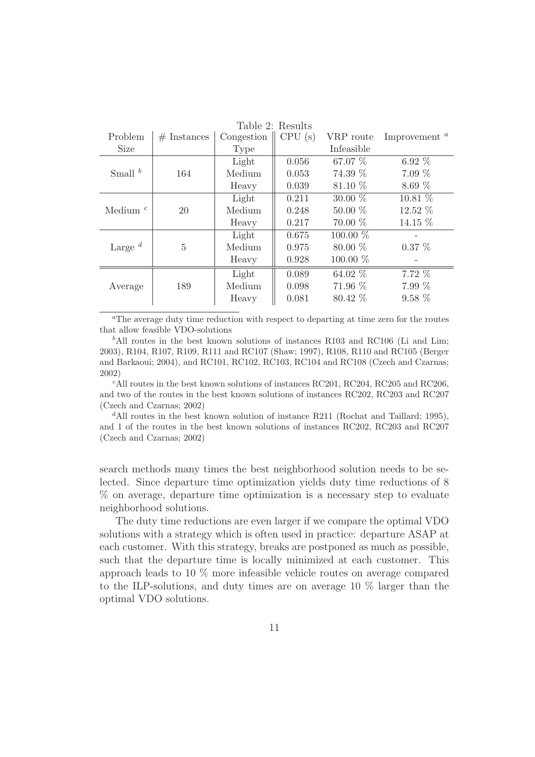Table 2: Results

| Problem Size | # Instances | Congestion Type | CPU (s) | VRP route Infeasible | Improvement [a] |
|---|---|---|---|---|---|
| Small [b] | 164 | Light | 0.056 | 67.07 % | 6.92 % |
| | | Medium | 0.053 | 74.39 % | 7.09 % |
| | | Heavy | 0.039 | 81.10 % | 8.69 % |
| Medium [c] | 20 | Light | 0.211 | 30.00 % | 10.81 % |
| | | Medium | 0.248 | 50.00 % | 12.52 % |
| | | Heavy | 0.217 | 70.00 % | 14.15 % |
| Large [d] | 5 | Light | 0.675 | 100.00 % | - |
| | | Medium | 0.975 | 80.00 % | 0.37 % |
| | | Heavy | 0.928 | 100.00 % | - |
| Average | 189 | Light | 0.089 | 64.02 % | 7.72 % |
| | | Medium | 0.098 | 71.96 % | 7.99 % |
| | | Heavy | 0.081 | 80.42 % | 9.58 % |

[a] The average duty time reduction with respect to departing at time zero for the routes that allow feasible VDO-solutions

[b] All routes in the best known solutions of instances R103 and RC106 (Li and Lim; 2003), R104, R107, R109, R111 and RC107 (Shaw; 1997), R108, R110 and RC105 (Berger and Barkaoui; 2004), and RC101, RC102, RC103, RC104 and RC108 (Czech and Czarnas; 2002)

[c] All routes in the best known solutions of instances RC201, RC204, RC205 and RC206, and two of the routes in the best known solutions of instances RC202, RC203 and RC207 (Czech and Czarnas; 2002)

[d] All routes in the best known solution of instance R211 (Rochat and Taillard; 1995), and 1 of the routes in the best known solutions of instances RC202, RC203 and RC207 (Czech and Czarnas; 2002)

search methods many times the best neighborhood solution needs to be selected. Since departure time optimization yields duty time reductions of 8 % on average, departure time optimization is a necessary step to evaluate neighborhood solutions.

The duty time reductions are even larger if we compare the optimal VDO solutions with a strategy which is often used in practice: departure ASAP at each customer. With this strategy, breaks are postponed as much as possible, such that the departure time is locally minimized at each customer. This approach leads to 10 % more infeasible vehicle routes on average compared to the ILP-solutions, and duty times are on average 10 % larger than the optimal VDO solutions.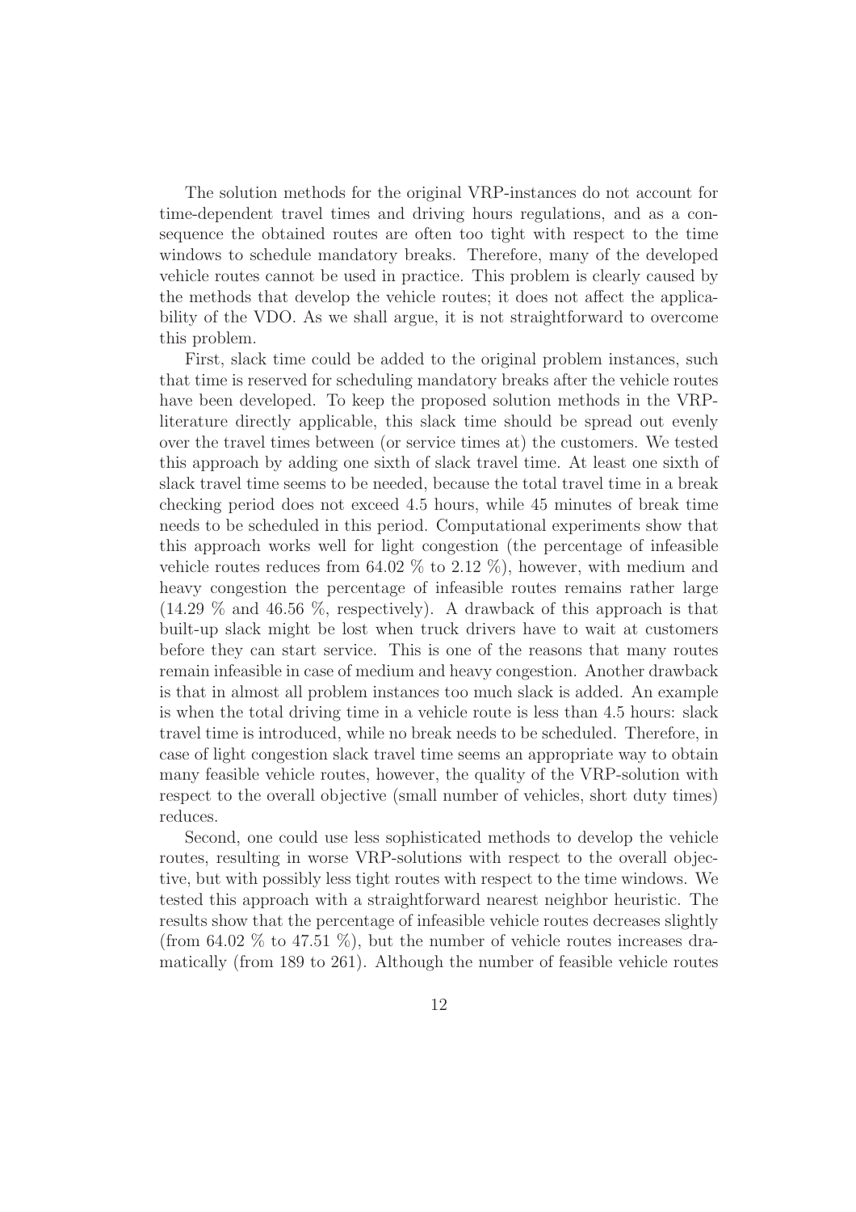The solution methods for the original VRP-instances do not account for time-dependent travel times and driving hours regulations, and as a consequence the obtained routes are often too tight with respect to the time windows to schedule mandatory breaks. Therefore, many of the developed vehicle routes cannot be used in practice. This problem is clearly caused by the methods that develop the vehicle routes; it does not affect the applicability of the VDO. As we shall argue, it is not straightforward to overcome this problem.

First, slack time could be added to the original problem instances, such that time is reserved for scheduling mandatory breaks after the vehicle routes have been developed. To keep the proposed solution methods in the VRP-literature directly applicable, this slack time should be spread out evenly over the travel times between (or service times at) the customers. We tested this approach by adding one sixth of slack travel time. At least one sixth of slack travel time seems to be needed, because the total travel time in a break checking period does not exceed 4.5 hours, while 45 minutes of break time needs to be scheduled in this period. Computational experiments show that this approach works well for light congestion (the percentage of infeasible vehicle routes reduces from 64.02 % to 2.12 %), however, with medium and heavy congestion the percentage of infeasible routes remains rather large (14.29 % and 46.56 %, respectively). A drawback of this approach is that built-up slack might be lost when truck drivers have to wait at customers before they can start service. This is one of the reasons that many routes remain infeasible in case of medium and heavy congestion. Another drawback is that in almost all problem instances too much slack is added. An example is when the total driving time in a vehicle route is less than 4.5 hours: slack travel time is introduced, while no break needs to be scheduled. Therefore, in case of light congestion slack travel time seems an appropriate way to obtain many feasible vehicle routes, however, the quality of the VRP-solution with respect to the overall objective (small number of vehicles, short duty times) reduces.

Second, one could use less sophisticated methods to develop the vehicle routes, resulting in worse VRP-solutions with respect to the overall objective, but with possibly less tight routes with respect to the time windows. We tested this approach with a straightforward nearest neighbor heuristic. The results show that the percentage of infeasible vehicle routes decreases slightly (from 64.02 % to 47.51 %), but the number of vehicle routes increases dramatically (from 189 to 261). Although the number of feasible vehicle routes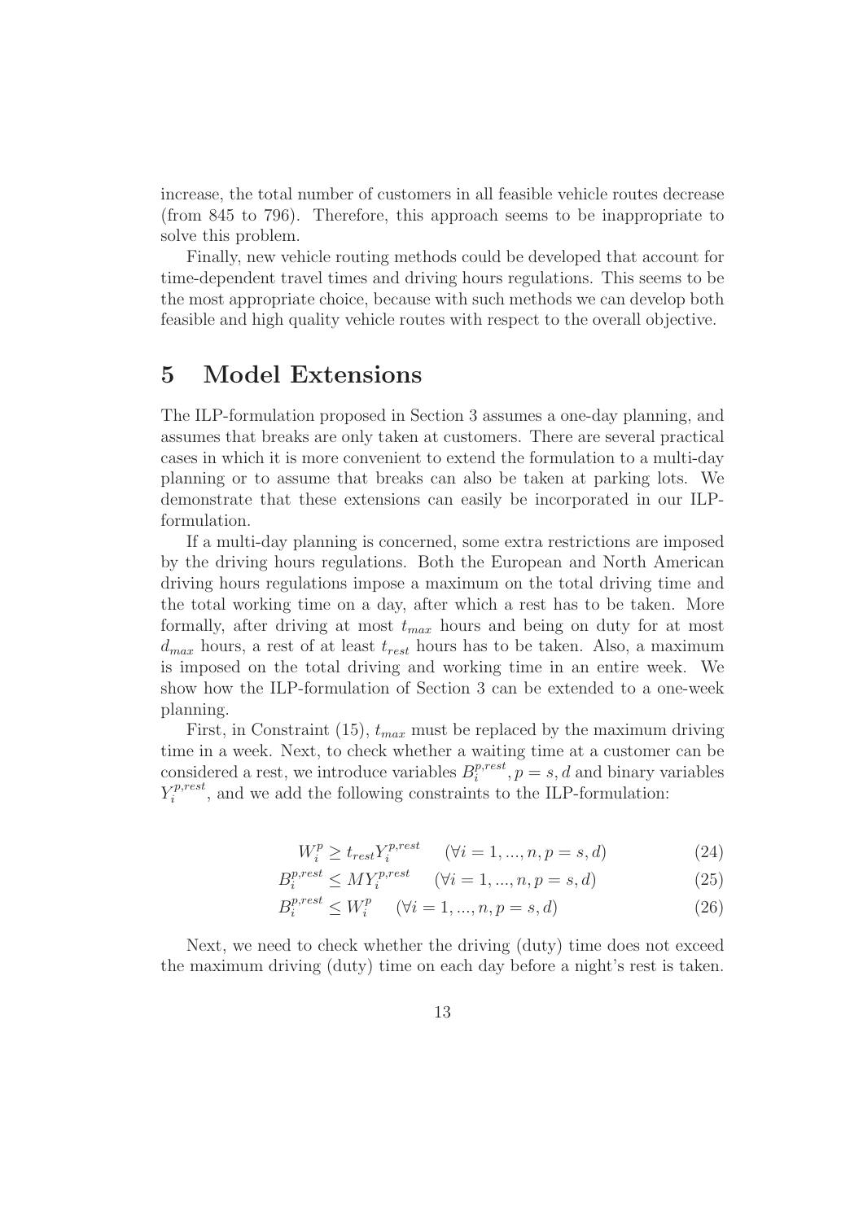increase, the total number of customers in all feasible vehicle routes decrease (from 845 to 796). Therefore, this approach seems to be inappropriate to solve this problem.

Finally, new vehicle routing methods could be developed that account for time-dependent travel times and driving hours regulations. This seems to be the most appropriate choice, because with such methods we can develop both feasible and high quality vehicle routes with respect to the overall objective.

# 5 Model Extensions

The ILP-formulation proposed in Section 3 assumes a one-day planning, and assumes that breaks are only taken at customers. There are several practical cases in which it is more convenient to extend the formulation to a multi-day planning or to assume that breaks can also be taken at parking lots. We demonstrate that these extensions can easily be incorporated in our ILP-formulation.

If a multi-day planning is concerned, some extra restrictions are imposed by the driving hours regulations. Both the European and North American driving hours regulations impose a maximum on the total driving time and the total working time on a day, after which a rest has to be taken. More formally, after driving at most $t_{max}$ hours and being on duty for at most $d_{max}$ hours, a rest of at least $t_{rest}$ hours has to be taken. Also, a maximum is imposed on the total driving and working time in an entire week. We show how the ILP-formulation of Section 3 can be extended to a one-week planning.

First, in Constraint (15), $t_{max}$ must be replaced by the maximum driving time in a week. Next, to check whether a waiting time at a customer can be considered a rest, we introduce variables $B_i^{p,rest}, p = s, d$ and binary variables $Y_i^{p,rest}$, and we add the following constraints to the ILP-formulation:

$$W_i^p \geq t_{rest} Y_i^{p,rest} \quad (\forall i = 1, ..., n, p = s, d) \tag{24}$$

$$B_i^{p,rest} \leq M Y_i^{p,rest} \quad (\forall i = 1, ..., n, p = s, d) \tag{25}$$

$$B_i^{p,rest} \leq W_i^p \quad (\forall i = 1, ..., n, p = s, d) \tag{26}$$

Next, we need to check whether the driving (duty) time does not exceed the maximum driving (duty) time on each day before a night's rest is taken.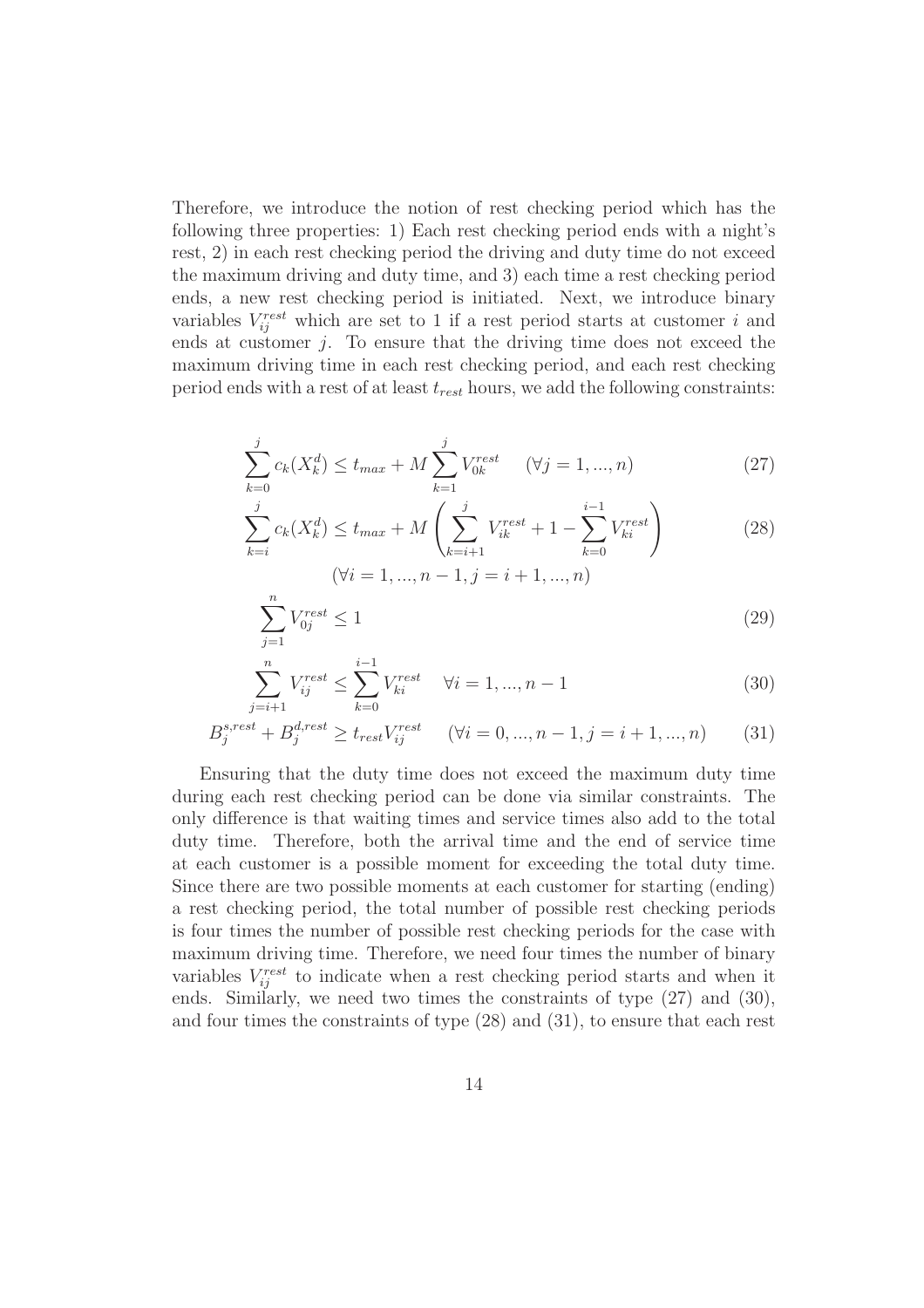Therefore, we introduce the notion of rest checking period which has the following three properties: 1) Each rest checking period ends with a night's rest, 2) in each rest checking period the driving and duty time do not exceed the maximum driving and duty time, and 3) each time a rest checking period ends, a new rest checking period is initiated. Next, we introduce binary variables $V_{ij}^{rest}$ which are set to 1 if a rest period starts at customer $i$ and ends at customer $j$. To ensure that the driving time does not exceed the maximum driving time in each rest checking period, and each rest checking period ends with a rest of at least $t_{rest}$ hours, we add the following constraints:

$$\sum_{k=0}^{j} c_k(X_k^d) \leq t_{max} + M \sum_{k=1}^{j} V_{0k}^{rest} \qquad (\forall j = 1, ..., n) \tag{27}$$

$$\sum_{k=i}^{j} c_k(X_k^d) \leq t_{max} + M \left( \sum_{k=i+1}^{j} V_{ik}^{rest} + 1 - \sum_{k=0}^{i-1} V_{ki}^{rest} \right) \tag{28}$$

$$(\forall i = 1, ..., n-1, j = i+1, ..., n)$$

$$\sum_{j=1}^{n} V_{0j}^{rest} \leq 1 \tag{29}$$

$$\sum_{j=i+1}^{n} V_{ij}^{rest} \leq \sum_{k=0}^{i-1} V_{ki}^{rest} \quad \forall i = 1, ..., n-1 \tag{30}$$

$$B_j^{s,rest} + B_j^{d,rest} \geq t_{rest} V_{ij}^{rest} \qquad (\forall i = 0, ..., n-1, j = i+1, ..., n) \tag{31}$$

Ensuring that the duty time does not exceed the maximum duty time during each rest checking period can be done via similar constraints. The only difference is that waiting times and service times also add to the total duty time. Therefore, both the arrival time and the end of service time at each customer is a possible moment for exceeding the total duty time. Since there are two possible moments at each customer for starting (ending) a rest checking period, the total number of possible rest checking periods is four times the number of possible rest checking periods for the case with maximum driving time. Therefore, we need four times the number of binary variables $V_{ij}^{rest}$ to indicate when a rest checking period starts and when it ends. Similarly, we need two times the constraints of type (27) and (30), and four times the constraints of type (28) and (31), to ensure that each rest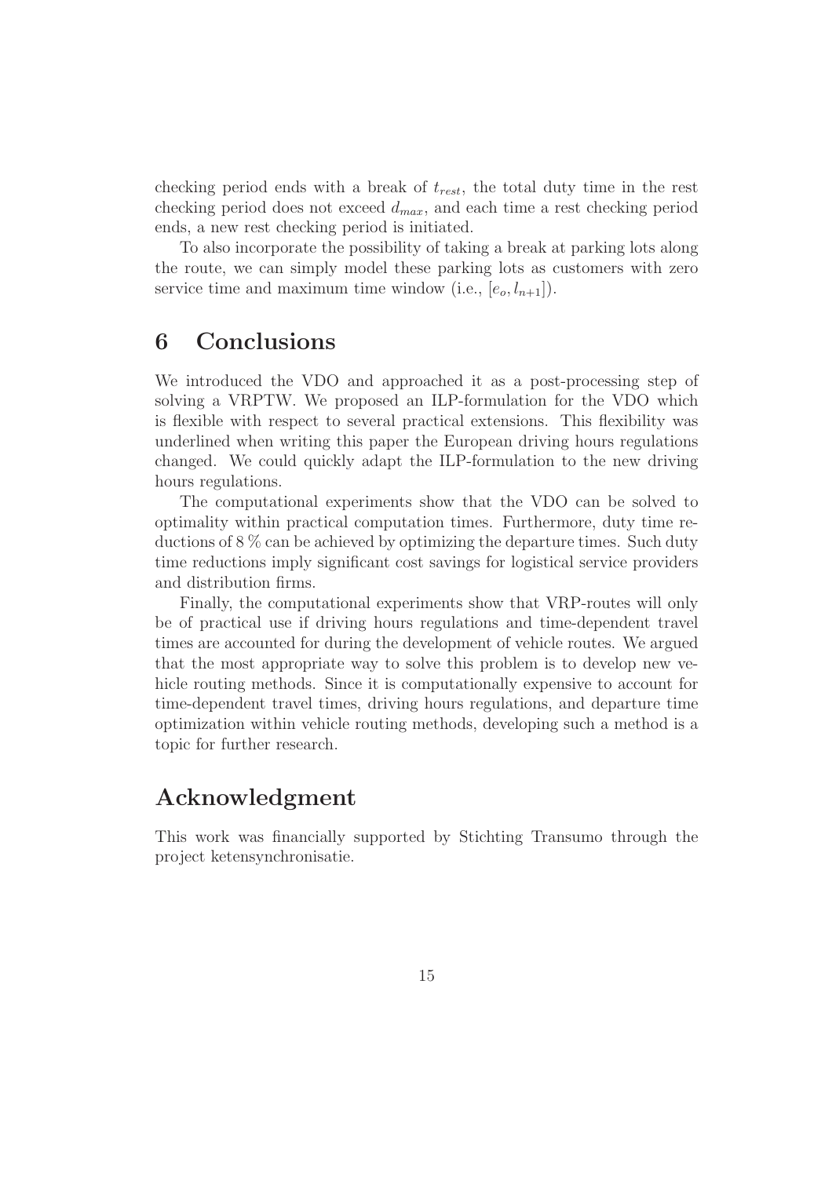checking period ends with a break of $t_{rest}$, the total duty time in the rest checking period does not exceed $d_{max}$, and each time a rest checking period ends, a new rest checking period is initiated.

To also incorporate the possibility of taking a break at parking lots along the route, we can simply model these parking lots as customers with zero service time and maximum time window (i.e., $[e_o, l_{n+1}]$).

# 6 Conclusions

We introduced the VDO and approached it as a post-processing step of solving a VRPTW. We proposed an ILP-formulation for the VDO which is flexible with respect to several practical extensions. This flexibility was underlined when writing this paper the European driving hours regulations changed. We could quickly adapt the ILP-formulation to the new driving hours regulations.

The computational experiments show that the VDO can be solved to optimality within practical computation times. Furthermore, duty time reductions of 8 % can be achieved by optimizing the departure times. Such duty time reductions imply significant cost savings for logistical service providers and distribution firms.

Finally, the computational experiments show that VRP-routes will only be of practical use if driving hours regulations and time-dependent travel times are accounted for during the development of vehicle routes. We argued that the most appropriate way to solve this problem is to develop new vehicle routing methods. Since it is computationally expensive to account for time-dependent travel times, driving hours regulations, and departure time optimization within vehicle routing methods, developing such a method is a topic for further research.

# Acknowledgment

This work was financially supported by Stichting Transumo through the project ketensynchronisatie.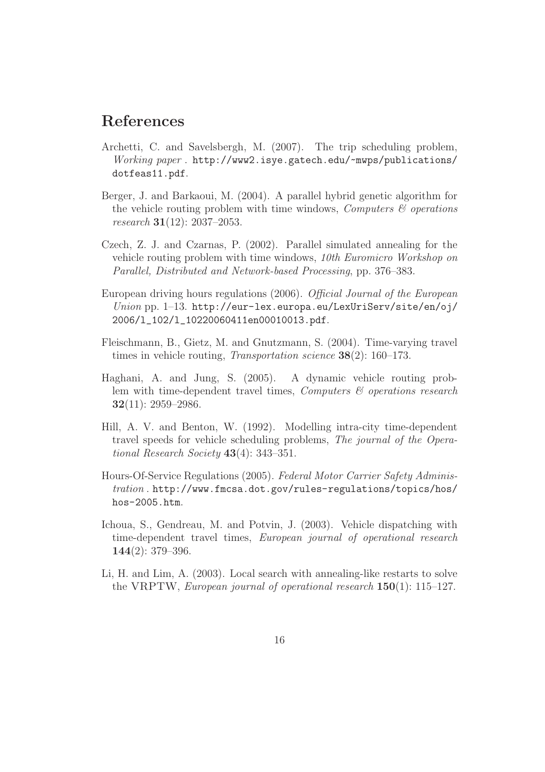## References

Archetti, C. and Savelsbergh, M. (2007). The trip scheduling problem, *Working paper*. http://www2.isye.gatech.edu/~mwps/publications/dotfeas11.pdf.

Berger, J. and Barkaoui, M. (2004). A parallel hybrid genetic algorithm for the vehicle routing problem with time windows, *Computers & operations research* **31**(12): 2037–2053.

Czech, Z. J. and Czarnas, P. (2002). Parallel simulated annealing for the vehicle routing problem with time windows, *10th Euromicro Workshop on Parallel, Distributed and Network-based Processing*, pp. 376–383.

European driving hours regulations (2006). *Official Journal of the European Union* pp. 1–13. http://eur-lex.europa.eu/LexUriServ/site/en/oj/2006/l_102/l_10220060411en00010013.pdf.

Fleischmann, B., Gietz, M. and Gnutzmann, S. (2004). Time-varying travel times in vehicle routing, *Transportation science* **38**(2): 160–173.

Haghani, A. and Jung, S. (2005). A dynamic vehicle routing problem with time-dependent travel times, *Computers & operations research* **32**(11): 2959–2986.

Hill, A. V. and Benton, W. (1992). Modelling intra-city time-dependent travel speeds for vehicle scheduling problems, *The journal of the Operational Research Society* **43**(4): 343–351.

Hours-Of-Service Regulations (2005). *Federal Motor Carrier Safety Administration*. http://www.fmcsa.dot.gov/rules-regulations/topics/hos/hos-2005.htm.

Ichoua, S., Gendreau, M. and Potvin, J. (2003). Vehicle dispatching with time-dependent travel times, *European journal of operational research* **144**(2): 379–396.

Li, H. and Lim, A. (2003). Local search with annealing-like restarts to solve the VRPTW, *European journal of operational research* **150**(1): 115–127.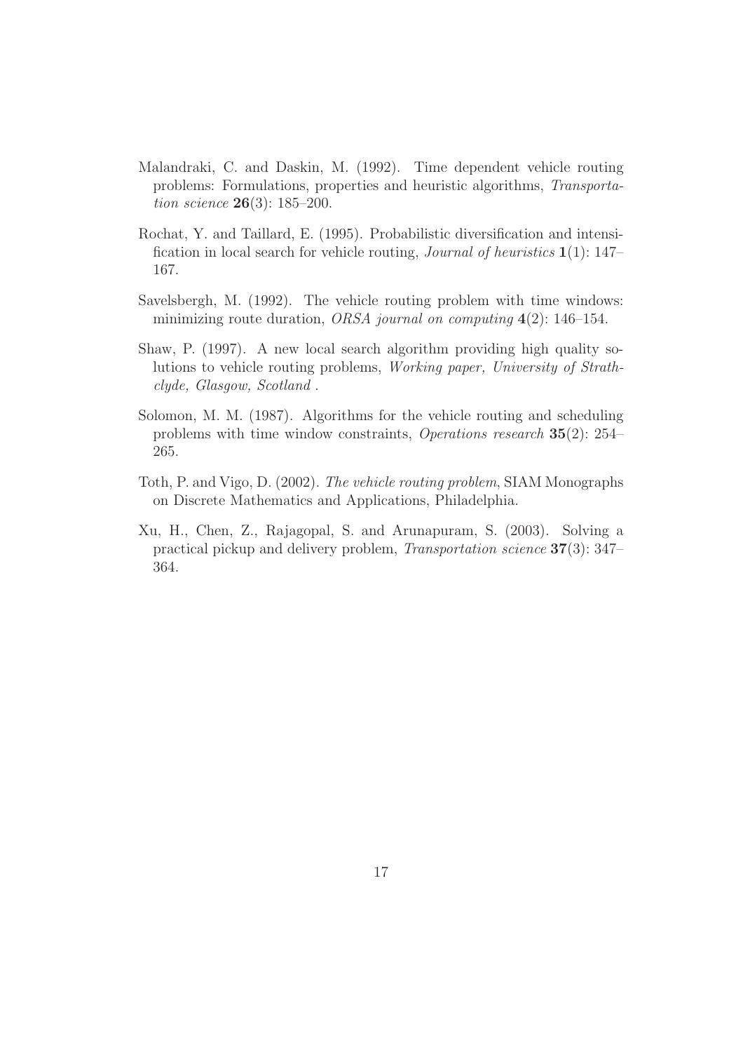Malandraki, C. and Daskin, M. (1992). Time dependent vehicle routing problems: Formulations, properties and heuristic algorithms, *Transportation science* **26**(3): 185–200.

Rochat, Y. and Taillard, E. (1995). Probabilistic diversification and intensification in local search for vehicle routing, *Journal of heuristics* **1**(1): 147–167.

Savelsbergh, M. (1992). The vehicle routing problem with time windows: minimizing route duration, *ORSA journal on computing* **4**(2): 146–154.

Shaw, P. (1997). A new local search algorithm providing high quality solutions to vehicle routing problems, *Working paper, University of Strathclyde, Glasgow, Scotland* .

Solomon, M. M. (1987). Algorithms for the vehicle routing and scheduling problems with time window constraints, *Operations research* **35**(2): 254–265.

Toth, P. and Vigo, D. (2002). *The vehicle routing problem*, SIAM Monographs on Discrete Mathematics and Applications, Philadelphia.

Xu, H., Chen, Z., Rajagopal, S. and Arunapuram, S. (2003). Solving a practical pickup and delivery problem, *Transportation science* **37**(3): 347–364.